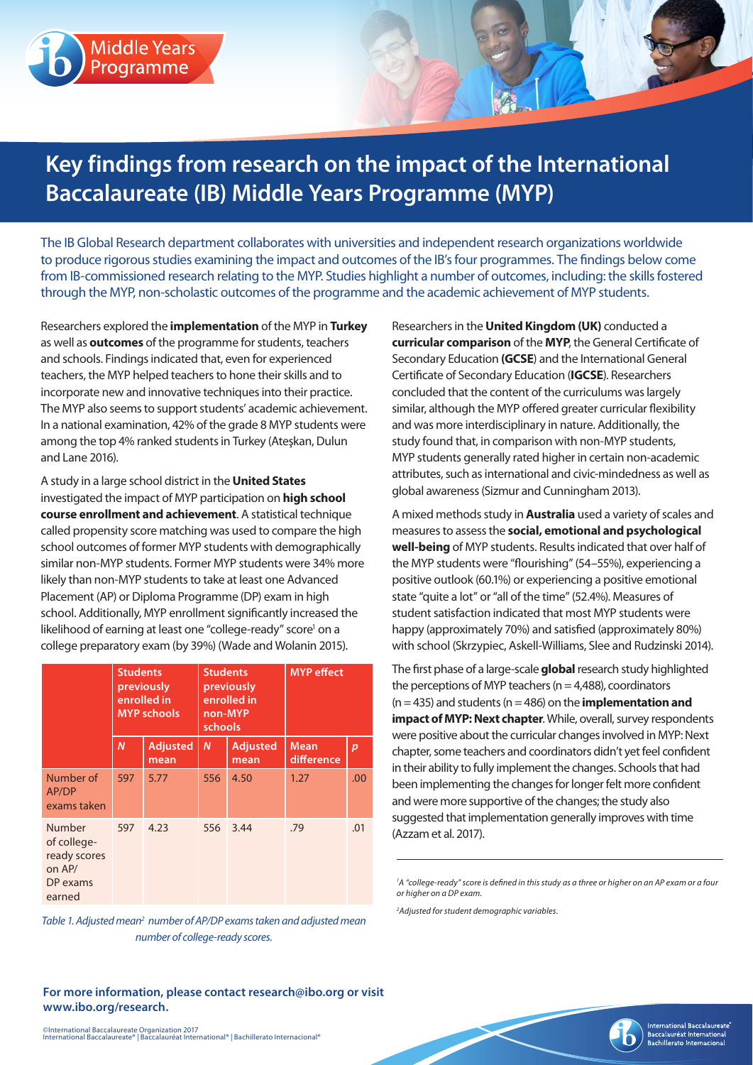Middle Years Programme

# Key findings from research on the impact of the International Baccalaureate (IB) Middle Years Programme (MYP)

The IB Global Research department collaborates with universities and independent research organizations worldwide to produce rigorous studies examining the impact and outcomes of the IB's four programmes. The findings below come from IB-commissioned research relating to the MYP. Studies highlight a number of outcomes, including: the skills fostered through the MYP, non-scholastic outcomes of the programme and the academic achievement of MYP students.

Researchers explored the **implementation** of the MYP in **Turkey** as well as **outcomes** of the programme for students, teachers and schools. Findings indicated that, even for experienced teachers, the MYP helped teachers to hone their skills and to incorporate new and innovative techniques into their practice. The MYP also seems to support students' academic achievement. In a national examination, 42% of the grade 8 MYP students were among the top 4% ranked students in Turkey (Ateşkan, Dulun and Lane 2016).

A study in a large school district in the **United States** investigated the impact of MYP participation on **high school course enrollment and achievement**. A statistical technique called propensity score matching was used to compare the high school outcomes of former MYP students with demographically similar non-MYP students. Former MYP students were 34% more likely than non-MYP students to take at least one Advanced Placement (AP) or Diploma Programme (DP) exam in high school. Additionally, MYP enrollment significantly increased the likelihood of earning at least one "college-ready" score[1] on a college preparatory exam (by 39%) (Wade and Wolanin 2015).

| | Students previously enrolled in MYP schools | | Students previously enrolled in non-MYP schools | | MYP effect | |
|---|---|---|---|---|---|---|
| | *N* | Adjusted mean | *N* | Adjusted mean | Mean difference | *p* |
| Number of AP/DP exams taken | 597 | 5.77 | 556 | 4.50 | 1.27 | .00 |
| Number of college-ready scores on AP/DP exams earned | 597 | 4.23 | 556 | 3.44 | .79 | .01 |

*Table 1. Adjusted mean[2] number of AP/DP exams taken and adjusted mean number of college-ready scores.*

Researchers in the **United Kingdom (UK)** conducted a **curricular comparison** of the **MYP**, the General Certificate of Secondary Education **(GCSE)** and the International General Certificate of Secondary Education (**IGCSE**). Researchers concluded that the content of the curriculums was largely similar, although the MYP offered greater curricular flexibility and was more interdisciplinary in nature. Additionally, the study found that, in comparison with non-MYP students, MYP students generally rated higher in certain non-academic attributes, such as international and civic-mindedness as well as global awareness (Sizmur and Cunningham 2013).

A mixed methods study in **Australia** used a variety of scales and measures to assess the **social, emotional and psychological well-being** of MYP students. Results indicated that over half of the MYP students were "flourishing" (54–55%), experiencing a positive outlook (60.1%) or experiencing a positive emotional state "quite a lot" or "all of the time" (52.4%). Measures of student satisfaction indicated that most MYP students were happy (approximately 70%) and satisfied (approximately 80%) with school (Skrzypiec, Askell-Williams, Slee and Rudzinski 2014).

The first phase of a large-scale **global** research study highlighted the perceptions of MYP teachers (n = 4,488), coordinators (n = 435) and students (n = 486) on the **implementation and impact of MYP: Next chapter**. While, overall, survey respondents were positive about the curricular changes involved in MYP: Next chapter, some teachers and coordinators didn't yet feel confident in their ability to fully implement the changes. Schools that had been implementing the changes for longer felt more confident and were more supportive of the changes; the study also suggested that implementation generally improves with time (Azzam et al. 2017).

*[1] A "college-ready" score is defined in this study as a three or higher on an AP exam or a four or higher on a DP exam.*

*[2] Adjusted for student demographic variables.*

**For more information, please contact research@ibo.org or visit www.ibo.org/research.**

©International Baccalaureate Organization 2017
International Baccalaureate® | Baccalauréat International® | Bachillerato Internacional®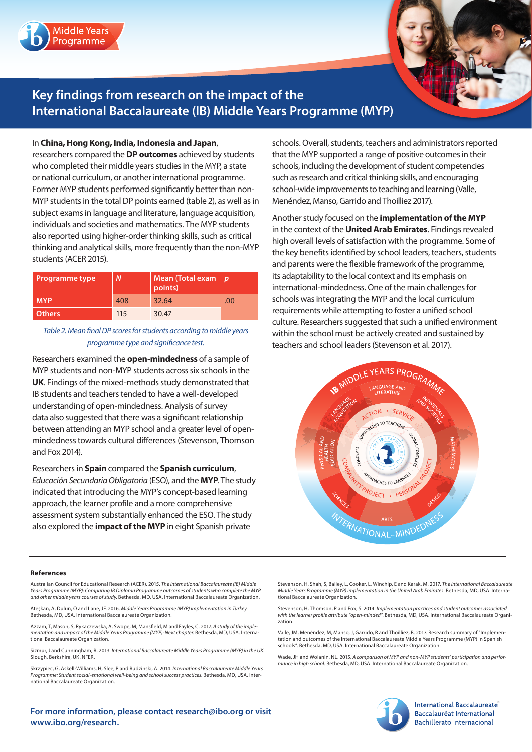# Key findings from research on the impact of the International Baccalaureate (IB) Middle Years Programme (MYP)

In **China, Hong Kong, India, Indonesia and Japan**, researchers compared the **DP outcomes** achieved by students who completed their middle years studies in the MYP, a state or national curriculum, or another international programme. Former MYP students performed significantly better than non-MYP students in the total DP points earned (table 2), as well as in subject exams in language and literature, language acquisition, individuals and societies and mathematics. The MYP students also reported using higher-order thinking skills, such as critical thinking and analytical skills, more frequently than the non-MYP students (ACER 2015).

| Programme type | *N* | Mean (Total exam points) | *p* |
|---|---|---|---|
| MYP | 408 | 32.64 | .00 |
| Others | 115 | 30.47 | |

*Table 2. Mean final DP scores for students according to middle years programme type and significance test.*

Researchers examined the **open-mindedness** of a sample of MYP students and non-MYP students across six schools in the **UK**. Findings of the mixed-methods study demonstrated that IB students and teachers tended to have a well-developed understanding of open-mindedness. Analysis of survey data also suggested that there was a significant relationship between attending an MYP school and a greater level of open-mindedness towards cultural differences (Stevenson, Thomson and Fox 2014).

Researchers in **Spain** compared the **Spanish curriculum**, *Educación Secundaria Obligatoria* (ESO), and the **MYP**. The study indicated that introducing the MYP's concept-based learning approach, the learner profile and a more comprehensive assessment system substantially enhanced the ESO. The study also explored the **impact of the MYP** in eight Spanish private schools. Overall, students, teachers and administrators reported that the MYP supported a range of positive outcomes in their schools, including the development of student competencies such as research and critical thinking skills, and encouraging school-wide improvements to teaching and learning (Valle, Menéndez, Manso, Garrido and Thoilliez 2017).

Another study focused on the **implementation of the MYP** in the context of the **United Arab Emirates**. Findings revealed high overall levels of satisfaction with the programme. Some of the key benefits identified by school leaders, teachers, students and parents were the flexible framework of the programme, its adaptability to the local context and its emphasis on international-mindedness. One of the main challenges for schools was integrating the MYP and the local curriculum requirements while attempting to foster a unified school culture. Researchers suggested that such a unified environment within the school must be actively created and sustained by teachers and school leaders (Stevenson et al. 2017).

IB MIDDLE YEARS PROGRAMME
LANGUAGE AND LITERATURE
LANGUAGE ACQUISITION
INDIVIDUALS AND SOCIETIES
PHYSICAL AND HEALTH EDUCATION
MATHEMATICS
SCIENCES
DESIGN
ARTS
ACTION • SERVICE
APPROACHES TO TEACHING
CONCEPTS
GLOBAL CONTEXTS
THE IB LEARNER PROFILE
APPROACHES TO LEARNING
COMMUNITY PROJECT • PERSONAL PROJECT
INTERNATIONAL-MINDEDNESS

## References

Australian Council for Educational Research (ACER). 2015. *The International Baccalaureate (IB) Middle Years Programme (MYP): Comparing IB Diploma Programme outcomes of students who complete the MYP and other middle years courses of study*. Bethesda, MD, USA. International Baccalaureate Organization.

Ateşkan, A, Dulun, Ö and Lane, JF. 2016. *Middle Years Programme (MYP) implementation in Turkey*. Bethesda, MD, USA. International Baccalaureate Organization.

Azzam, T, Mason, S, Rykaczewska, A, Swope, M, Mansfield, M and Fayles, C. 2017. *A study of the implementation and impact of the Middle Years Programme (MYP): Next chapter*. Bethesda, MD, USA. International Baccalaureate Organization.

Sizmur, J and Cunningham, R. 2013. *International Baccalaureate Middle Years Programme (MYP) in the UK*. Slough, Berkshire, UK. NFER.

Skrzypiec, G, Askell-Williams, H, Slee, P and Rudzinski, A. 2014. *International Baccalaureate Middle Years Programme: Student social-emotional well-being and school success practices*. Bethesda, MD, USA. International Baccalaureate Organization.

Stevenson, H, Shah, S, Bailey, L, Cooker, L, Winchip, E and Karak, M. 2017. *The International Baccalaureate Middle Years Programme (MYP) implementation in the United Arab Emirates*. Bethesda, MD, USA. International Baccalaureate Organization.

Stevenson, H, Thomson, P and Fox, S. 2014. *Implementation practices and student outcomes associated with the learner profile attribute "open-minded"*. Bethesda, MD, USA. International Baccalaureate Organization.

Valle, JM, Menéndez, M, Manso, J, Garrido, R and Thoilliez, B. 2017. Research summary of "Implementation and outcomes of the International Baccalaureate Middle Years Programme (MYP) in Spanish schools". Bethesda, MD, USA. International Baccalaureate Organization.

Wade, JH and Wolanin, NL. 2015. *A comparison of MYP and non-MYP students' participation and performance in high school*. Bethesda, MD, USA. International Baccalaureate Organization.

**For more information, please contact research@ibo.org or visit www.ibo.org/research.**

International Baccalaureate®
Baccalauréat International
Bachillerato Internacional